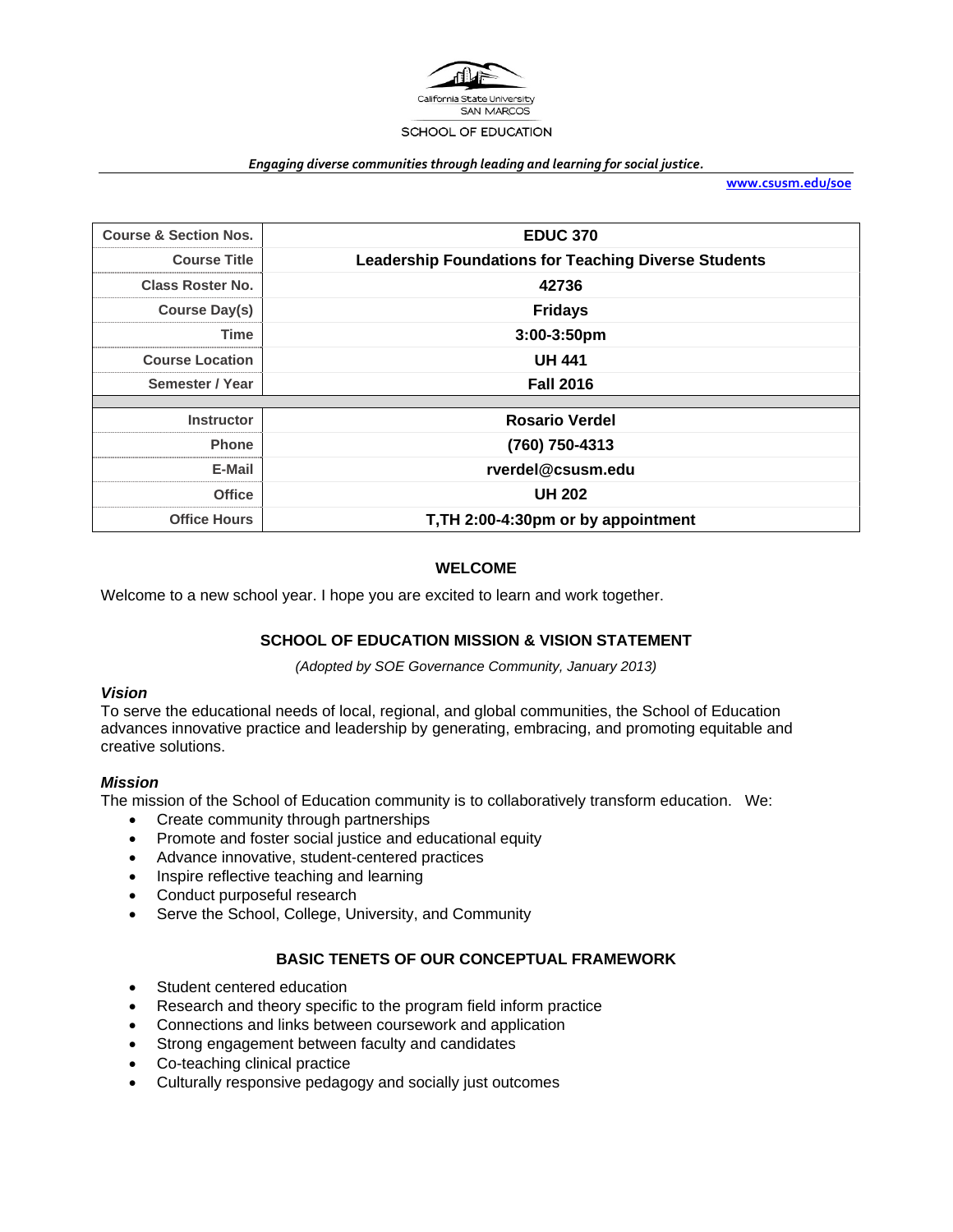California State University
SAN MARCOS
SCHOOL OF EDUCATION

*Engaging diverse communities through leading and learning for social justice.*

www.csusm.edu/soe

| Course & Section Nos. | EDUC 370 |
|---|---|
| Course Title | Leadership Foundations for Teaching Diverse Students |
| Class Roster No. | 42736 |
| Course Day(s) | Fridays |
| Time | 3:00-3:50pm |
| Course Location | UH 441 |
| Semester / Year | Fall 2016 |
| | |
| Instructor | Rosario Verdel |
| Phone | (760) 750-4313 |
| E-Mail | rverdel@csusm.edu |
| Office | UH 202 |
| Office Hours | T,TH 2:00-4:30pm or by appointment |

## WELCOME

Welcome to a new school year. I hope you are excited to learn and work together.

## SCHOOL OF EDUCATION MISSION & VISION STATEMENT

*(Adopted by SOE Governance Community, January 2013)*

### *Vision*

To serve the educational needs of local, regional, and global communities, the School of Education advances innovative practice and leadership by generating, embracing, and promoting equitable and creative solutions.

### *Mission*

The mission of the School of Education community is to collaboratively transform education. We:

- Create community through partnerships
- Promote and foster social justice and educational equity
- Advance innovative, student-centered practices
- Inspire reflective teaching and learning
- Conduct purposeful research
- Serve the School, College, University, and Community

## BASIC TENETS OF OUR CONCEPTUAL FRAMEWORK

- Student centered education
- Research and theory specific to the program field inform practice
- Connections and links between coursework and application
- Strong engagement between faculty and candidates
- Co-teaching clinical practice
- Culturally responsive pedagogy and socially just outcomes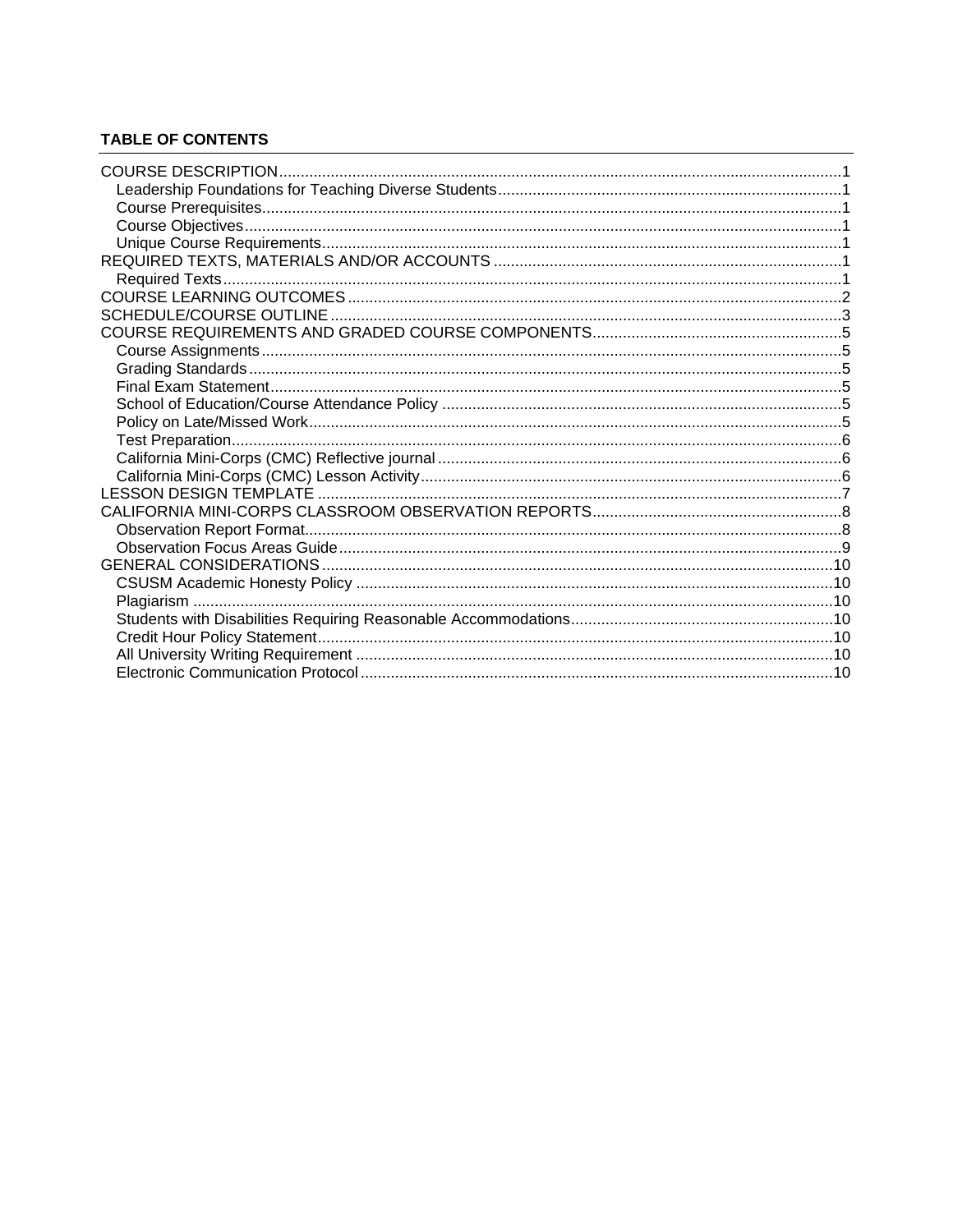**TABLE OF CONTENTS**

- COURSE DESCRIPTION ..... 1
  - Leadership Foundations for Teaching Diverse Students ..... 1
  - Course Prerequisites ..... 1
  - Course Objectives ..... 1
  - Unique Course Requirements ..... 1
- REQUIRED TEXTS, MATERIALS AND/OR ACCOUNTS ..... 1
  - Required Texts ..... 1
- COURSE LEARNING OUTCOMES ..... 2
- SCHEDULE/COURSE OUTLINE ..... 3
- COURSE REQUIREMENTS AND GRADED COURSE COMPONENTS ..... 5
  - Course Assignments ..... 5
  - Grading Standards ..... 5
  - Final Exam Statement ..... 5
  - School of Education/Course Attendance Policy ..... 5
  - Policy on Late/Missed Work ..... 5
  - Test Preparation ..... 6
  - California Mini-Corps (CMC) Reflective journal ..... 6
  - California Mini-Corps (CMC) Lesson Activity ..... 6
- LESSON DESIGN TEMPLATE ..... 7
- CALIFORNIA MINI-CORPS CLASSROOM OBSERVATION REPORTS ..... 8
  - Observation Report Format ..... 8
  - Observation Focus Areas Guide ..... 9
- GENERAL CONSIDERATIONS ..... 10
  - CSUSM Academic Honesty Policy ..... 10
  - Plagiarism ..... 10
  - Students with Disabilities Requiring Reasonable Accommodations ..... 10
  - Credit Hour Policy Statement ..... 10
  - All University Writing Requirement ..... 10
  - Electronic Communication Protocol ..... 10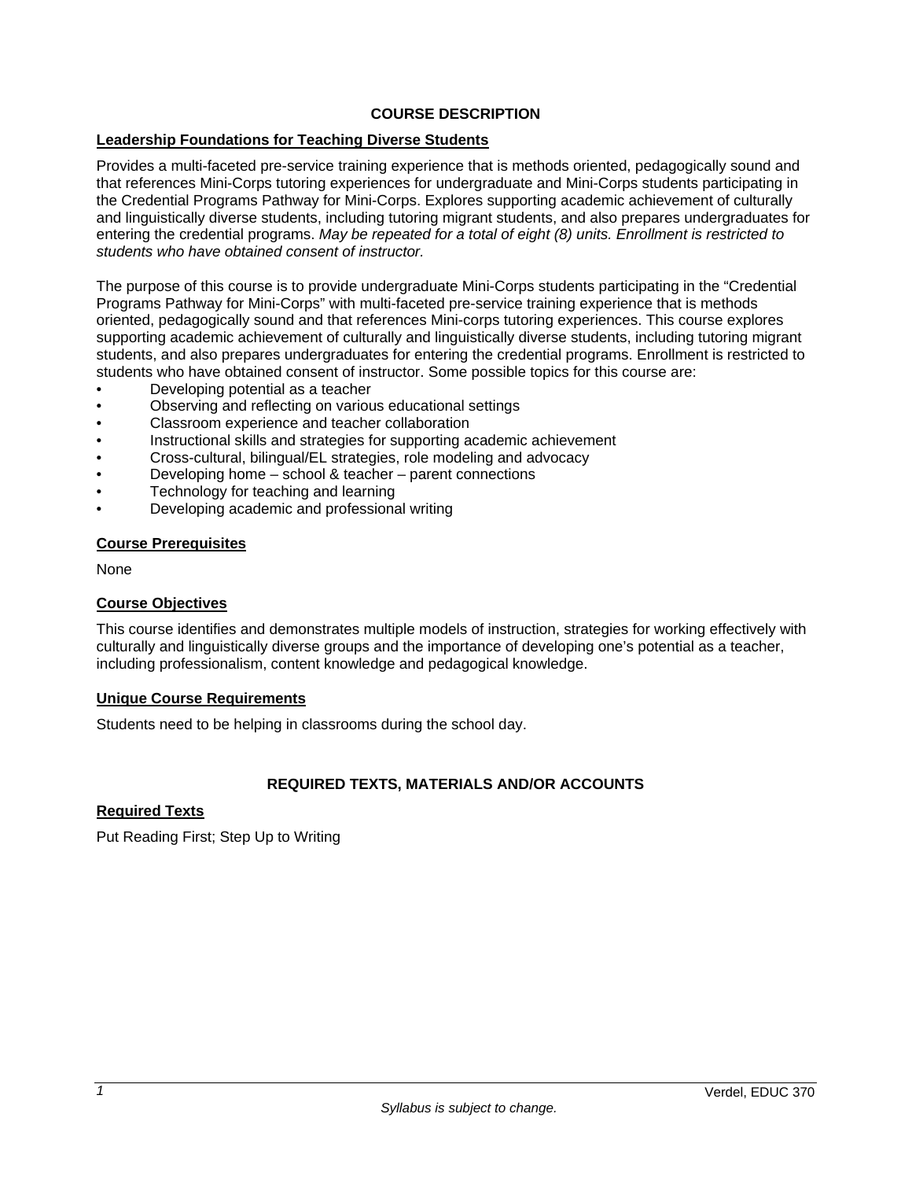## COURSE DESCRIPTION

### Leadership Foundations for Teaching Diverse Students

Provides a multi-faceted pre-service training experience that is methods oriented, pedagogically sound and that references Mini-Corps tutoring experiences for undergraduate and Mini-Corps students participating in the Credential Programs Pathway for Mini-Corps. Explores supporting academic achievement of culturally and linguistically diverse students, including tutoring migrant students, and also prepares undergraduates for entering the credential programs. *May be repeated for a total of eight (8) units. Enrollment is restricted to students who have obtained consent of instructor.*

The purpose of this course is to provide undergraduate Mini-Corps students participating in the "Credential Programs Pathway for Mini-Corps" with multi-faceted pre-service training experience that is methods oriented, pedagogically sound and that references Mini-corps tutoring experiences. This course explores supporting academic achievement of culturally and linguistically diverse students, including tutoring migrant students, and also prepares undergraduates for entering the credential programs. Enrollment is restricted to students who have obtained consent of instructor. Some possible topics for this course are:

- Developing potential as a teacher
- Observing and reflecting on various educational settings
- Classroom experience and teacher collaboration
- Instructional skills and strategies for supporting academic achievement
- Cross-cultural, bilingual/EL strategies, role modeling and advocacy
- Developing home – school & teacher – parent connections
- Technology for teaching and learning
- Developing academic and professional writing

### Course Prerequisites

None

### Course Objectives

This course identifies and demonstrates multiple models of instruction, strategies for working effectively with culturally and linguistically diverse groups and the importance of developing one's potential as a teacher, including professionalism, content knowledge and pedagogical knowledge.

### Unique Course Requirements

Students need to be helping in classrooms during the school day.

## REQUIRED TEXTS, MATERIALS AND/OR ACCOUNTS

### Required Texts

Put Reading First; Step Up to Writing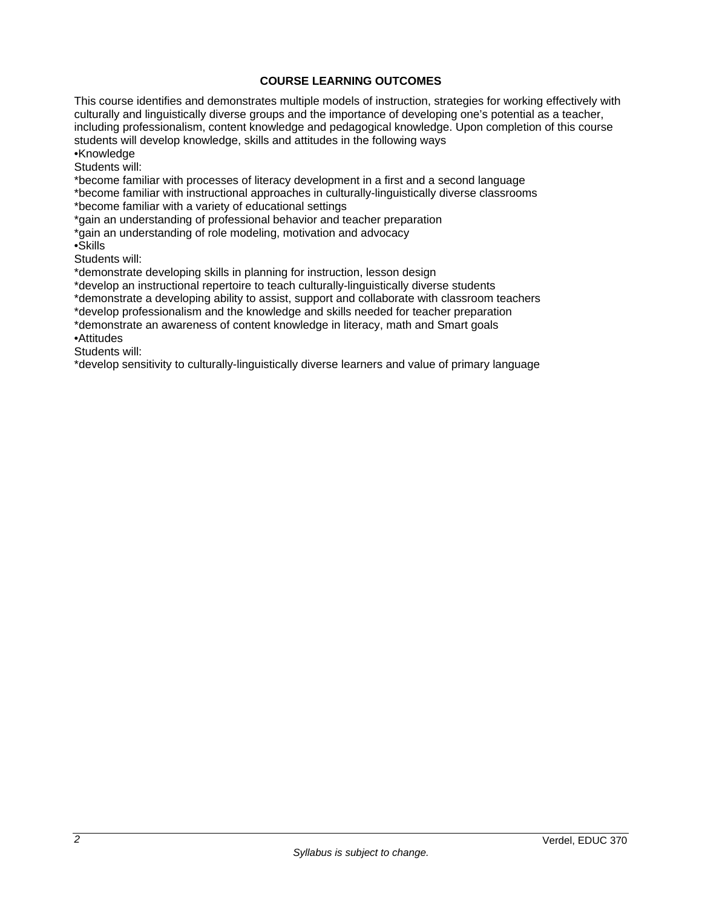## COURSE LEARNING OUTCOMES

This course identifies and demonstrates multiple models of instruction, strategies for working effectively with culturally and linguistically diverse groups and the importance of developing one's potential as a teacher, including professionalism, content knowledge and pedagogical knowledge. Upon completion of this course students will develop knowledge, skills and attitudes in the following ways

•Knowledge

Students will:

*become familiar with processes of literacy development in a first and a second language
*become familiar with instructional approaches in culturally-linguistically diverse classrooms
*become familiar with a variety of educational settings
*gain an understanding of professional behavior and teacher preparation
*gain an understanding of role modeling, motivation and advocacy

•Skills

Students will:

*demonstrate developing skills in planning for instruction, lesson design
*develop an instructional repertoire to teach culturally-linguistically diverse students
*demonstrate a developing ability to assist, support and collaborate with classroom teachers
*develop professionalism and the knowledge and skills needed for teacher preparation
*demonstrate an awareness of content knowledge in literacy, math and Smart goals

•Attitudes

Students will:

*develop sensitivity to culturally-linguistically diverse learners and value of primary language

*Syllabus is subject to change.*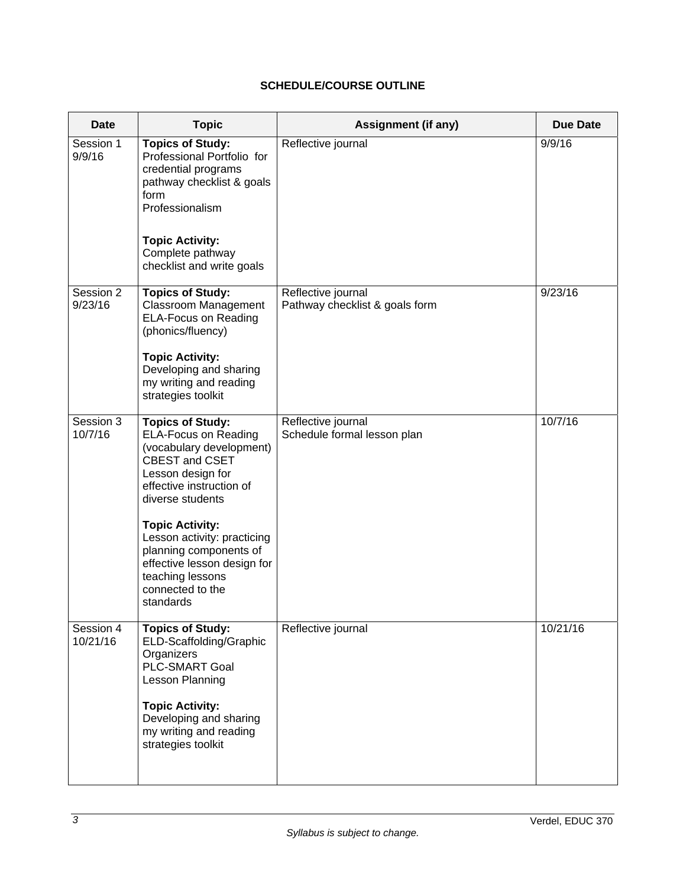## SCHEDULE/COURSE OUTLINE

| Date | Topic | Assignment (if any) | Due Date |
|---|---|---|---|
| Session 1 9/9/16 | **Topics of Study:** Professional Portfolio for credential programs pathway checklist & goals form Professionalism<br><br>**Topic Activity:** Complete pathway checklist and write goals | Reflective journal | 9/9/16 |
| Session 2 9/23/16 | **Topics of Study:** Classroom Management ELA-Focus on Reading (phonics/fluency)<br><br>**Topic Activity:** Developing and sharing my writing and reading strategies toolkit | Reflective journal<br>Pathway checklist & goals form | 9/23/16 |
| Session 3 10/7/16 | **Topics of Study:** ELA-Focus on Reading (vocabulary development) CBEST and CSET Lesson design for effective instruction of diverse students<br><br>**Topic Activity:** Lesson activity: practicing planning components of effective lesson design for teaching lessons connected to the standards | Reflective journal<br>Schedule formal lesson plan | 10/7/16 |
| Session 4 10/21/16 | **Topics of Study:** ELD-Scaffolding/Graphic Organizers PLC-SMART Goal Lesson Planning<br><br>**Topic Activity:** Developing and sharing my writing and reading strategies toolkit | Reflective journal | 10/21/16 |

*Syllabus is subject to change.*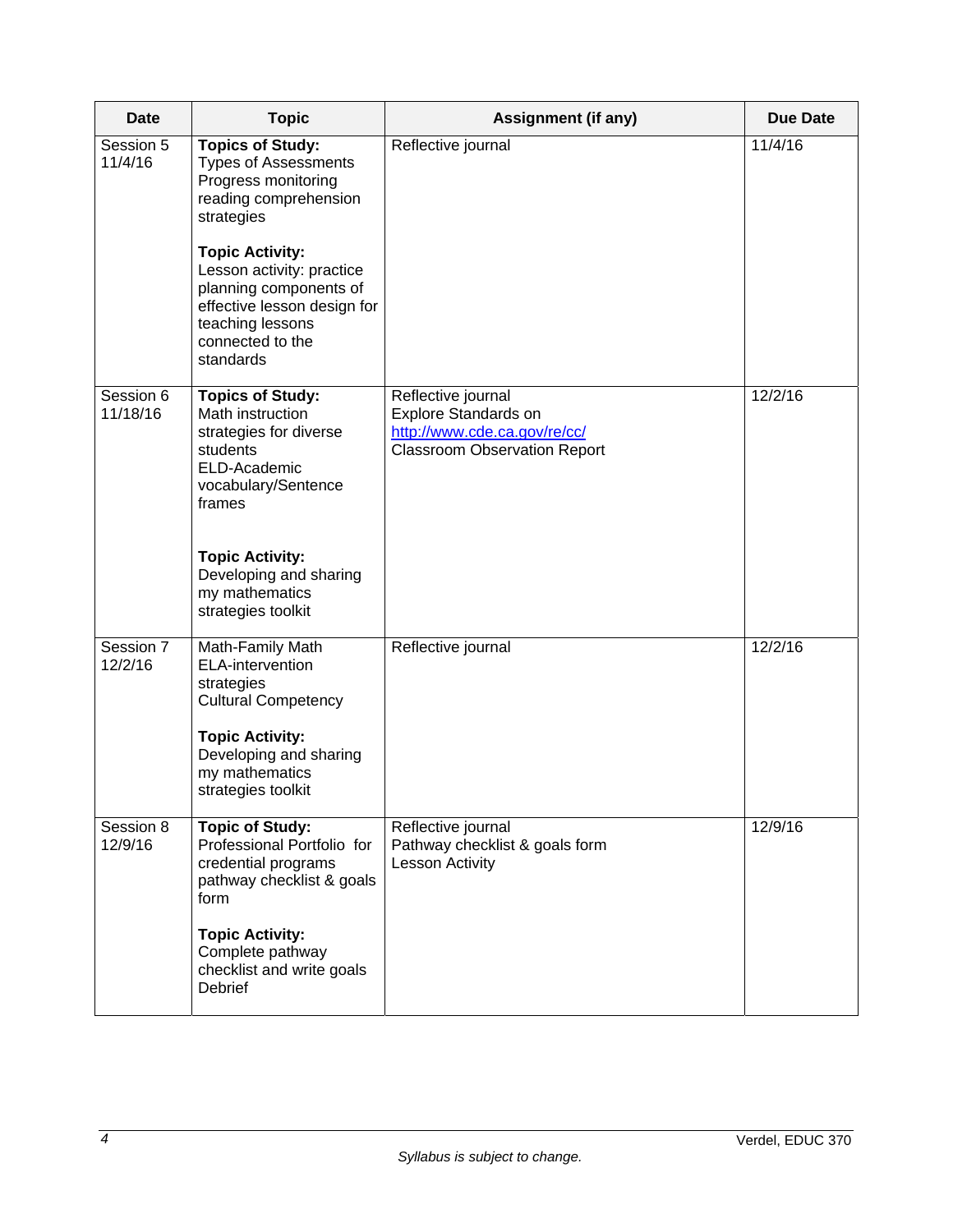| Date | Topic | Assignment (if any) | Due Date |
| --- | --- | --- | --- |
| Session 5<br>11/4/16 | **Topics of Study:**<br>Types of Assessments<br>Progress monitoring<br>reading comprehension strategies<br><br>**Topic Activity:**<br>Lesson activity: practice planning components of effective lesson design for teaching lessons connected to the standards | Reflective journal | 11/4/16 |
| Session 6<br>11/18/16 | **Topics of Study:**<br>Math instruction strategies for diverse students<br>ELD-Academic vocabulary/Sentence frames<br><br>**Topic Activity:**<br>Developing and sharing my mathematics strategies toolkit | Reflective journal<br>Explore Standards on [http://www.cde.ca.gov/re/cc/](http://www.cde.ca.gov/re/cc/)<br>Classroom Observation Report | 12/2/16 |
| Session 7<br>12/2/16 | Math-Family Math<br>ELA-intervention strategies<br>Cultural Competency<br><br>**Topic Activity:**<br>Developing and sharing my mathematics strategies toolkit | Reflective journal | 12/2/16 |
| Session 8<br>12/9/16 | **Topic of Study:**<br>Professional Portfolio for credential programs pathway checklist & goals form<br><br>**Topic Activity:**<br>Complete pathway checklist and write goals<br>Debrief | Reflective journal<br>Pathway checklist & goals form<br>Lesson Activity | 12/9/16 |

*Syllabus is subject to change.*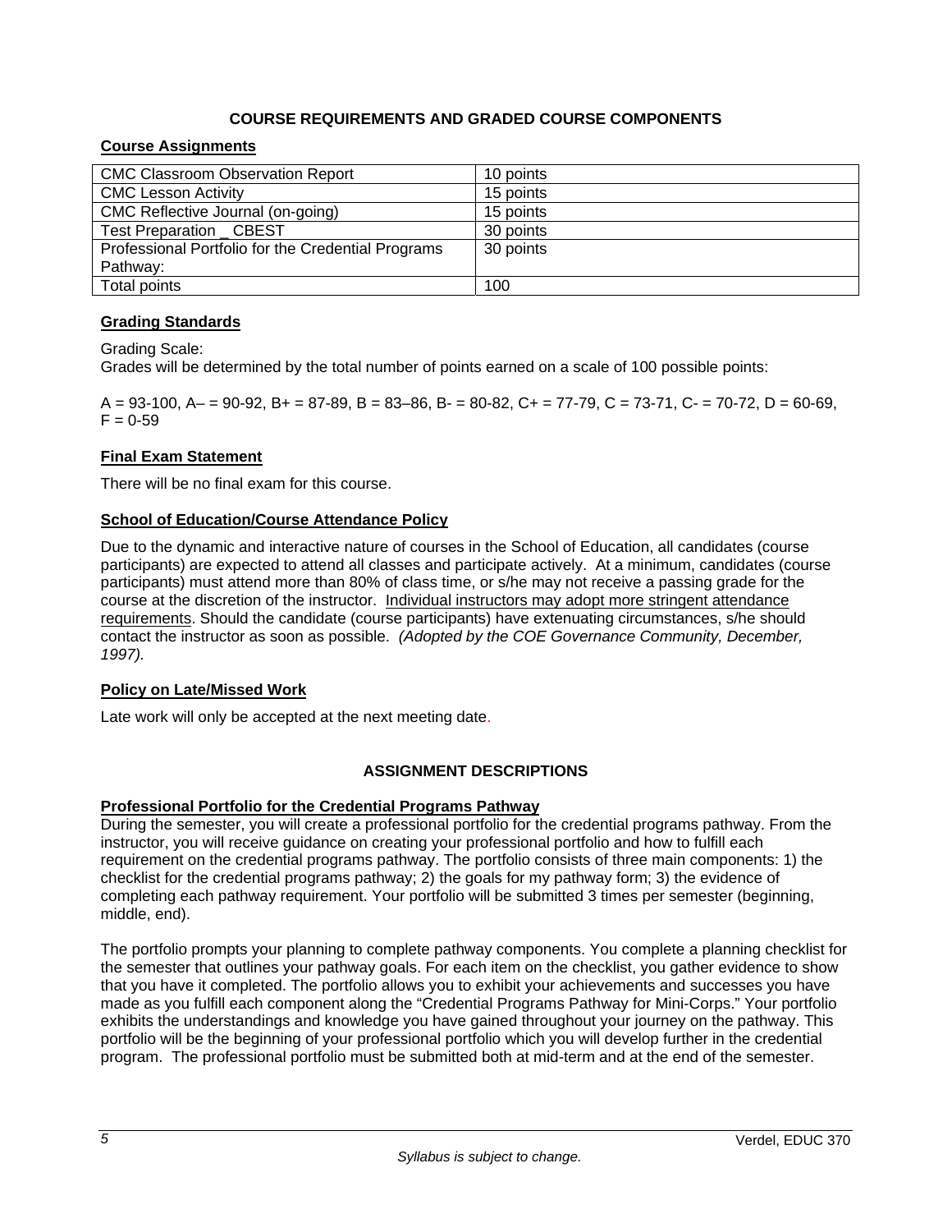## COURSE REQUIREMENTS AND GRADED COURSE COMPONENTS

### Course Assignments

| CMC Classroom Observation Report | 10 points |
|---|---|
| CMC Lesson Activity | 15 points |
| CMC Reflective Journal (on-going) | 15 points |
| Test Preparation _ CBEST | 30 points |
| Professional Portfolio for the Credential Programs Pathway: | 30 points |
| Total points | 100 |

### Grading Standards

Grading Scale:
Grades will be determined by the total number of points earned on a scale of 100 possible points:

A = 93-100, A– = 90-92, B+ = 87-89, B = 83–86, B- = 80-82, C+ = 77-79, C = 73-71, C- = 70-72, D = 60-69, F = 0-59

### Final Exam Statement

There will be no final exam for this course.

### School of Education/Course Attendance Policy

Due to the dynamic and interactive nature of courses in the School of Education, all candidates (course participants) are expected to attend all classes and participate actively. At a minimum, candidates (course participants) must attend more than 80% of class time, or s/he may not receive a passing grade for the course at the discretion of the instructor. Individual instructors may adopt more stringent attendance requirements. Should the candidate (course participants) have extenuating circumstances, s/he should contact the instructor as soon as possible. *(Adopted by the COE Governance Community, December, 1997).*

### Policy on Late/Missed Work

Late work will only be accepted at the next meeting date.

## ASSIGNMENT DESCRIPTIONS

### Professional Portfolio for the Credential Programs Pathway

During the semester, you will create a professional portfolio for the credential programs pathway. From the instructor, you will receive guidance on creating your professional portfolio and how to fulfill each requirement on the credential programs pathway. The portfolio consists of three main components: 1) the checklist for the credential programs pathway; 2) the goals for my pathway form; 3) the evidence of completing each pathway requirement. Your portfolio will be submitted 3 times per semester (beginning, middle, end).

The portfolio prompts your planning to complete pathway components. You complete a planning checklist for the semester that outlines your pathway goals. For each item on the checklist, you gather evidence to show that you have it completed. The portfolio allows you to exhibit your achievements and successes you have made as you fulfill each component along the "Credential Programs Pathway for Mini-Corps." Your portfolio exhibits the understandings and knowledge you have gained throughout your journey on the pathway. This portfolio will be the beginning of your professional portfolio which you will develop further in the credential program. The professional portfolio must be submitted both at mid-term and at the end of the semester.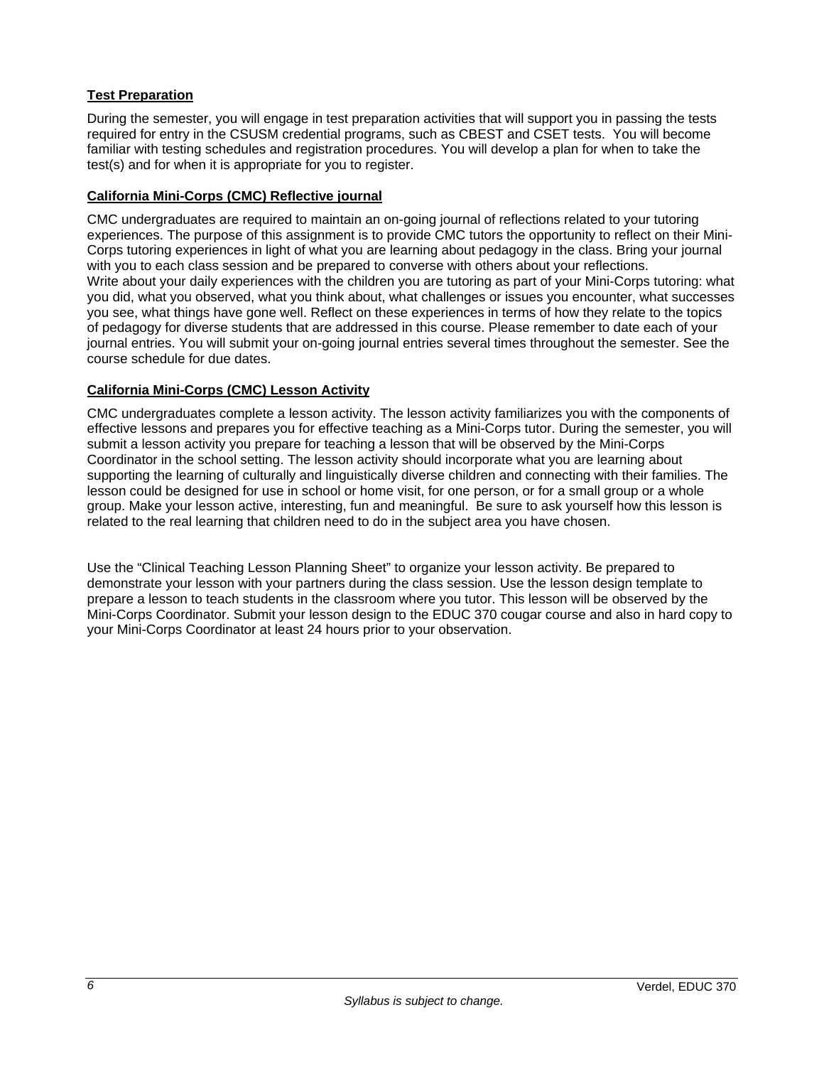**Test Preparation**

During the semester, you will engage in test preparation activities that will support you in passing the tests required for entry in the CSUSM credential programs, such as CBEST and CSET tests. You will become familiar with testing schedules and registration procedures. You will develop a plan for when to take the test(s) and for when it is appropriate for you to register.

**California Mini-Corps (CMC) Reflective journal**

CMC undergraduates are required to maintain an on-going journal of reflections related to your tutoring experiences. The purpose of this assignment is to provide CMC tutors the opportunity to reflect on their Mini-Corps tutoring experiences in light of what you are learning about pedagogy in the class. Bring your journal with you to each class session and be prepared to converse with others about your reflections.
Write about your daily experiences with the children you are tutoring as part of your Mini-Corps tutoring: what you did, what you observed, what you think about, what challenges or issues you encounter, what successes you see, what things have gone well. Reflect on these experiences in terms of how they relate to the topics of pedagogy for diverse students that are addressed in this course. Please remember to date each of your journal entries. You will submit your on-going journal entries several times throughout the semester. See the course schedule for due dates.

**California Mini-Corps (CMC) Lesson Activity**

CMC undergraduates complete a lesson activity. The lesson activity familiarizes you with the components of effective lessons and prepares you for effective teaching as a Mini-Corps tutor. During the semester, you will submit a lesson activity you prepare for teaching a lesson that will be observed by the Mini-Corps Coordinator in the school setting. The lesson activity should incorporate what you are learning about supporting the learning of culturally and linguistically diverse children and connecting with their families. The lesson could be designed for use in school or home visit, for one person, or for a small group or a whole group. Make your lesson active, interesting, fun and meaningful. Be sure to ask yourself how this lesson is related to the real learning that children need to do in the subject area you have chosen.

Use the "Clinical Teaching Lesson Planning Sheet" to organize your lesson activity. Be prepared to demonstrate your lesson with your partners during the class session. Use the lesson design template to prepare a lesson to teach students in the classroom where you tutor. This lesson will be observed by the Mini-Corps Coordinator. Submit your lesson design to the EDUC 370 cougar course and also in hard copy to your Mini-Corps Coordinator at least 24 hours prior to your observation.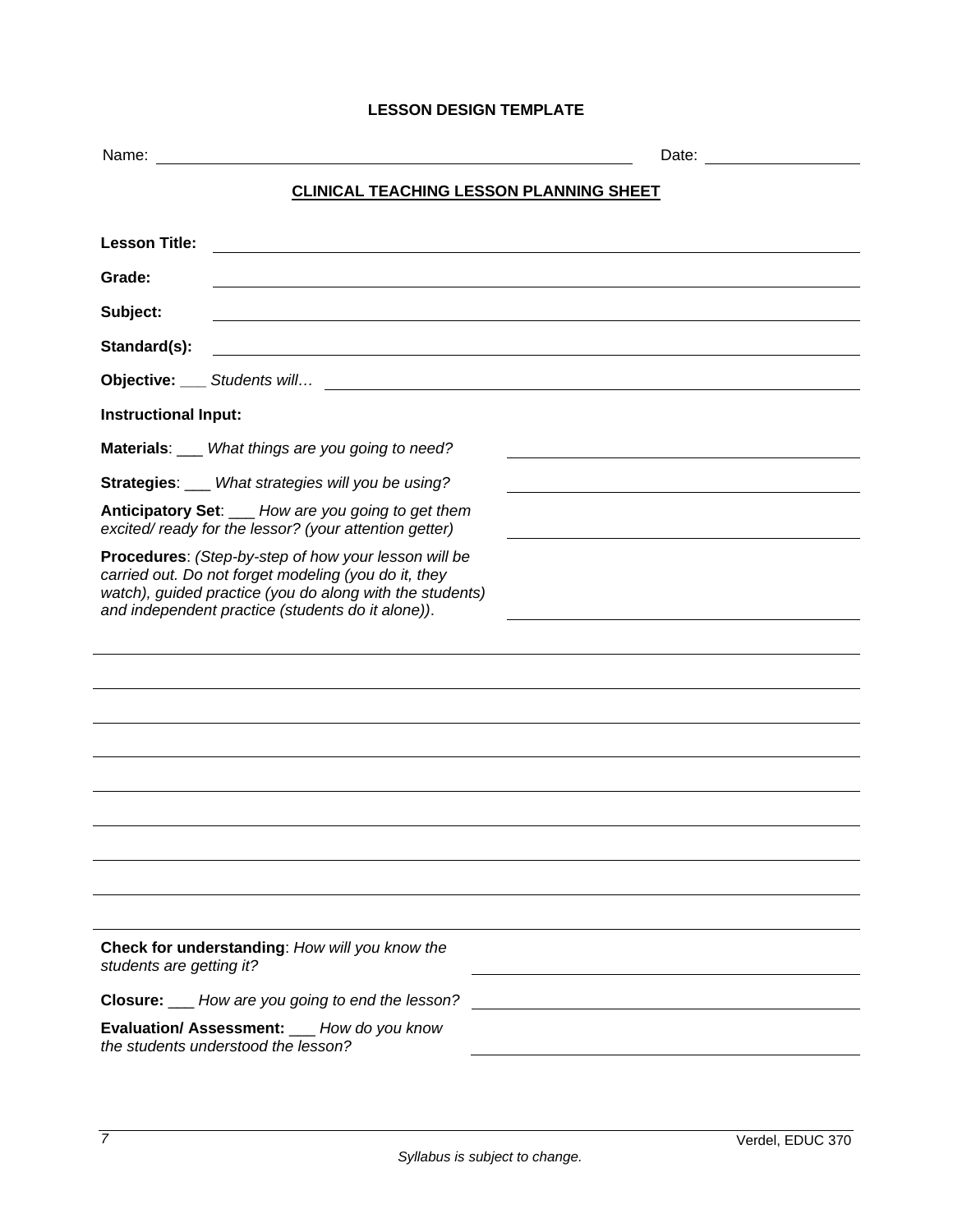**LESSON DESIGN TEMPLATE**

Name: ______________________________ Date: ______________

**CLINICAL TEACHING LESSON PLANNING SHEET**

**Lesson Title:** ______________________________

**Grade:** ______________________________

**Subject:** ______________________________

**Standard(s):** ______________________________

**Objective:** ___ *Students will…* ______________________________

**Instructional Input:**

**Materials**: ___ *What things are you going to need?* ______________________________

**Strategies**: ___ *What strategies will you be using?* ______________________________

**Anticipatory Set**: ___ *How are you going to get them excited/ ready for the lessor? (your attention getter)* ______________________________

**Procedures**: *(Step-by-step of how your lesson will be carried out. Do not forget modeling (you do it, they watch), guided practice (you do along with the students) and independent practice (students do it alone))*. ______________________________

______________________________

______________________________

______________________________

______________________________

______________________________

______________________________

______________________________

______________________________

**Check for understanding**: *How will you know the students are getting it?* ______________________________

**Closure:** ___ *How are you going to end the lesson?* ______________________________

**Evaluation/ Assessment:** ___ *How do you know the students understood the lesson?* ______________________________

*Syllabus is subject to change.*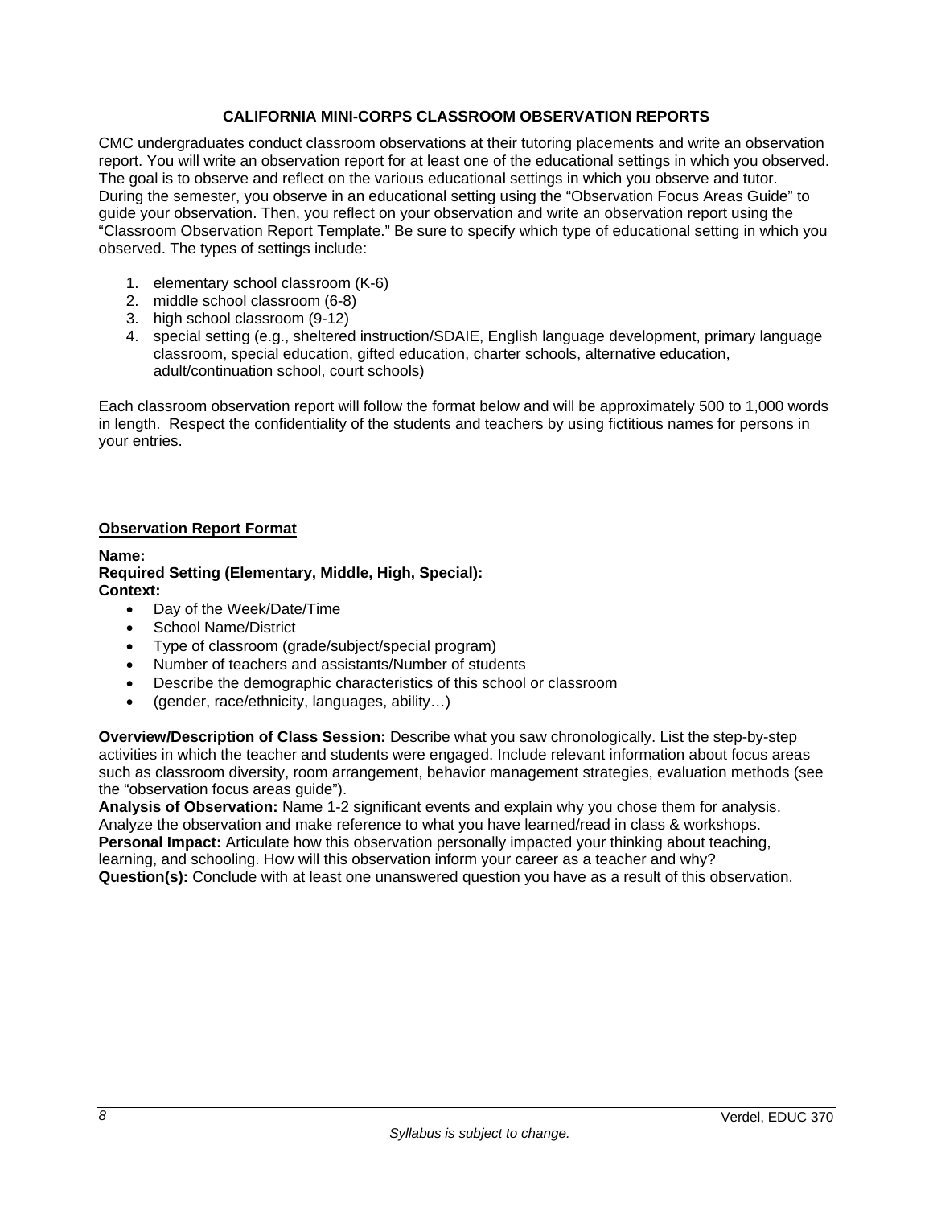## CALIFORNIA MINI-CORPS CLASSROOM OBSERVATION REPORTS

CMC undergraduates conduct classroom observations at their tutoring placements and write an observation report. You will write an observation report for at least one of the educational settings in which you observed. The goal is to observe and reflect on the various educational settings in which you observe and tutor. During the semester, you observe in an educational setting using the "Observation Focus Areas Guide" to guide your observation. Then, you reflect on your observation and write an observation report using the "Classroom Observation Report Template." Be sure to specify which type of educational setting in which you observed. The types of settings include:

1. elementary school classroom (K-6)
2. middle school classroom (6-8)
3. high school classroom (9-12)
4. special setting (e.g., sheltered instruction/SDAIE, English language development, primary language classroom, special education, gifted education, charter schools, alternative education, adult/continuation school, court schools)

Each classroom observation report will follow the format below and will be approximately 500 to 1,000 words in length. Respect the confidentiality of the students and teachers by using fictitious names for persons in your entries.

### Observation Report Format

**Name:**
**Required Setting (Elementary, Middle, High, Special):**
**Context:**

- Day of the Week/Date/Time
- School Name/District
- Type of classroom (grade/subject/special program)
- Number of teachers and assistants/Number of students
- Describe the demographic characteristics of this school or classroom
- (gender, race/ethnicity, languages, ability…)

**Overview/Description of Class Session:** Describe what you saw chronologically. List the step-by-step activities in which the teacher and students were engaged. Include relevant information about focus areas such as classroom diversity, room arrangement, behavior management strategies, evaluation methods (see the "observation focus areas guide").
**Analysis of Observation:** Name 1-2 significant events and explain why you chose them for analysis. Analyze the observation and make reference to what you have learned/read in class & workshops.
**Personal Impact:** Articulate how this observation personally impacted your thinking about teaching, learning, and schooling. How will this observation inform your career as a teacher and why?
**Question(s):** Conclude with at least one unanswered question you have as a result of this observation.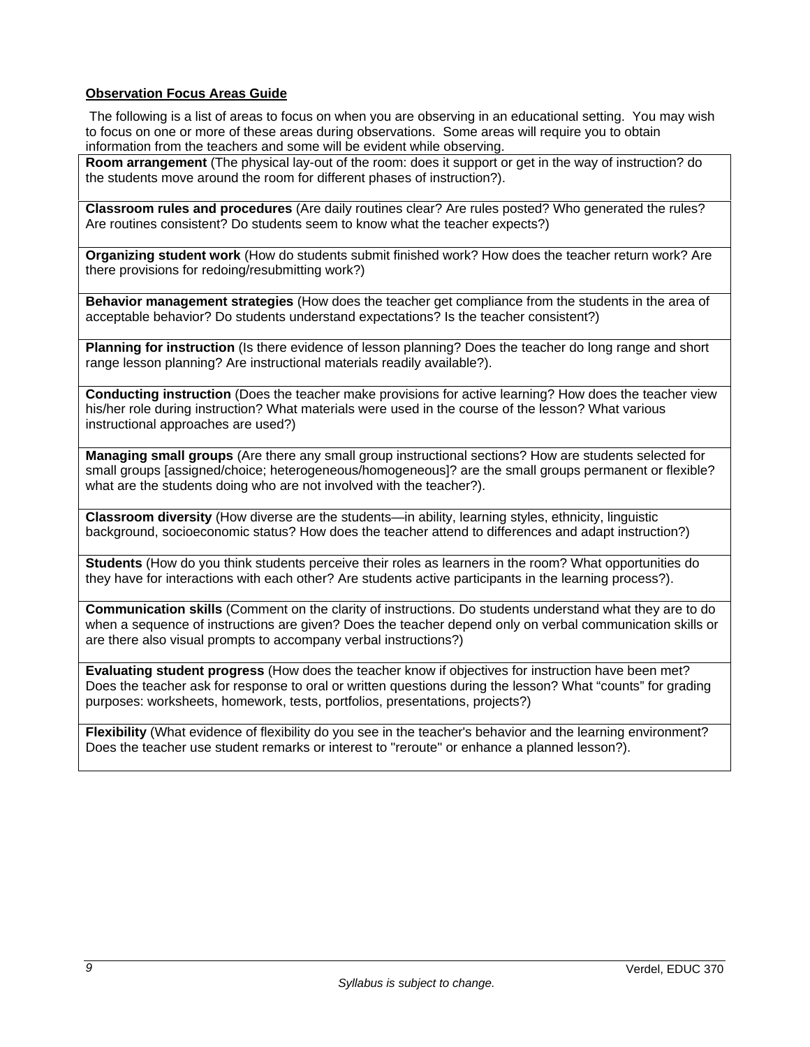**<u>Observation Focus Areas Guide</u>**

The following is a list of areas to focus on when you are observing in an educational setting. You may wish to focus on one or more of these areas during observations. Some areas will require you to obtain information from the teachers and some will be evident while observing.

| |
|---|
| **Room arrangement** (The physical lay-out of the room: does it support or get in the way of instruction? do the students move around the room for different phases of instruction?). |
| **Classroom rules and procedures** (Are daily routines clear? Are rules posted? Who generated the rules? Are routines consistent? Do students seem to know what the teacher expects?) |
| **Organizing student work** (How do students submit finished work? How does the teacher return work? Are there provisions for redoing/resubmitting work?) |
| **Behavior management strategies** (How does the teacher get compliance from the students in the area of acceptable behavior? Do students understand expectations? Is the teacher consistent?) |
| **Planning for instruction** (Is there evidence of lesson planning? Does the teacher do long range and short range lesson planning? Are instructional materials readily available?). |
| **Conducting instruction** (Does the teacher make provisions for active learning? How does the teacher view his/her role during instruction? What materials were used in the course of the lesson? What various instructional approaches are used?) |
| **Managing small groups** (Are there any small group instructional sections? How are students selected for small groups [assigned/choice; heterogeneous/homogeneous]? are the small groups permanent or flexible? what are the students doing who are not involved with the teacher?). |
| **Classroom diversity** (How diverse are the students—in ability, learning styles, ethnicity, linguistic background, socioeconomic status? How does the teacher attend to differences and adapt instruction?) |
| **Students** (How do you think students perceive their roles as learners in the room? What opportunities do they have for interactions with each other? Are students active participants in the learning process?). |
| **Communication skills** (Comment on the clarity of instructions. Do students understand what they are to do when a sequence of instructions are given? Does the teacher depend only on verbal communication skills or are there also visual prompts to accompany verbal instructions?) |
| **Evaluating student progress** (How does the teacher know if objectives for instruction have been met? Does the teacher ask for response to oral or written questions during the lesson? What "counts" for grading purposes: worksheets, homework, tests, portfolios, presentations, projects?) |
| **Flexibility** (What evidence of flexibility do you see in the teacher's behavior and the learning environment? Does the teacher use student remarks or interest to "reroute" or enhance a planned lesson?). |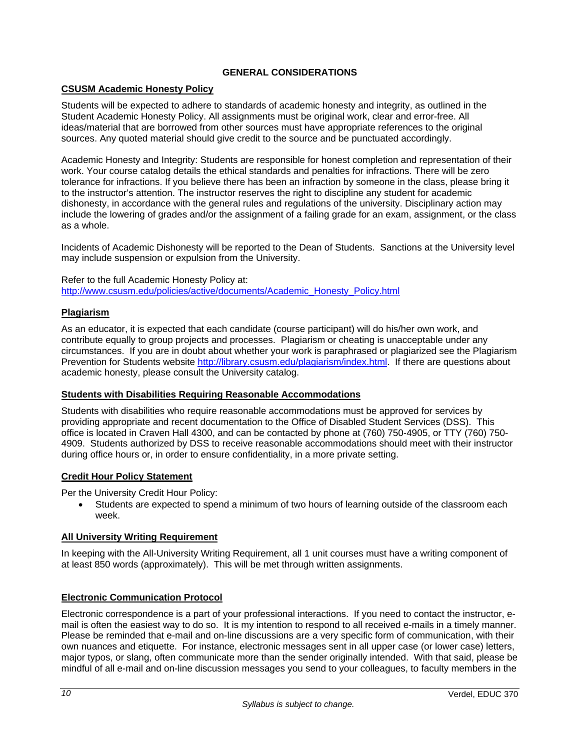## GENERAL CONSIDERATIONS

### CSUSM Academic Honesty Policy

Students will be expected to adhere to standards of academic honesty and integrity, as outlined in the Student Academic Honesty Policy. All assignments must be original work, clear and error-free. All ideas/material that are borrowed from other sources must have appropriate references to the original sources. Any quoted material should give credit to the source and be punctuated accordingly.

Academic Honesty and Integrity: Students are responsible for honest completion and representation of their work. Your course catalog details the ethical standards and penalties for infractions. There will be zero tolerance for infractions. If you believe there has been an infraction by someone in the class, please bring it to the instructor's attention. The instructor reserves the right to discipline any student for academic dishonesty, in accordance with the general rules and regulations of the university. Disciplinary action may include the lowering of grades and/or the assignment of a failing grade for an exam, assignment, or the class as a whole.

Incidents of Academic Dishonesty will be reported to the Dean of Students. Sanctions at the University level may include suspension or expulsion from the University.

Refer to the full Academic Honesty Policy at:
http://www.csusm.edu/policies/active/documents/Academic_Honesty_Policy.html

### Plagiarism

As an educator, it is expected that each candidate (course participant) will do his/her own work, and contribute equally to group projects and processes. Plagiarism or cheating is unacceptable under any circumstances. If you are in doubt about whether your work is paraphrased or plagiarized see the Plagiarism Prevention for Students website http://library.csusm.edu/plagiarism/index.html. If there are questions about academic honesty, please consult the University catalog.

### Students with Disabilities Requiring Reasonable Accommodations

Students with disabilities who require reasonable accommodations must be approved for services by providing appropriate and recent documentation to the Office of Disabled Student Services (DSS). This office is located in Craven Hall 4300, and can be contacted by phone at (760) 750-4905, or TTY (760) 750-4909. Students authorized by DSS to receive reasonable accommodations should meet with their instructor during office hours or, in order to ensure confidentiality, in a more private setting.

### Credit Hour Policy Statement

Per the University Credit Hour Policy:

- Students are expected to spend a minimum of two hours of learning outside of the classroom each week.

### All University Writing Requirement

In keeping with the All-University Writing Requirement, all 1 unit courses must have a writing component of at least 850 words (approximately). This will be met through written assignments.

### Electronic Communication Protocol

Electronic correspondence is a part of your professional interactions. If you need to contact the instructor, e-mail is often the easiest way to do so. It is my intention to respond to all received e-mails in a timely manner. Please be reminded that e-mail and on-line discussions are a very specific form of communication, with their own nuances and etiquette. For instance, electronic messages sent in all upper case (or lower case) letters, major typos, or slang, often communicate more than the sender originally intended. With that said, please be mindful of all e-mail and on-line discussion messages you send to your colleagues, to faculty members in the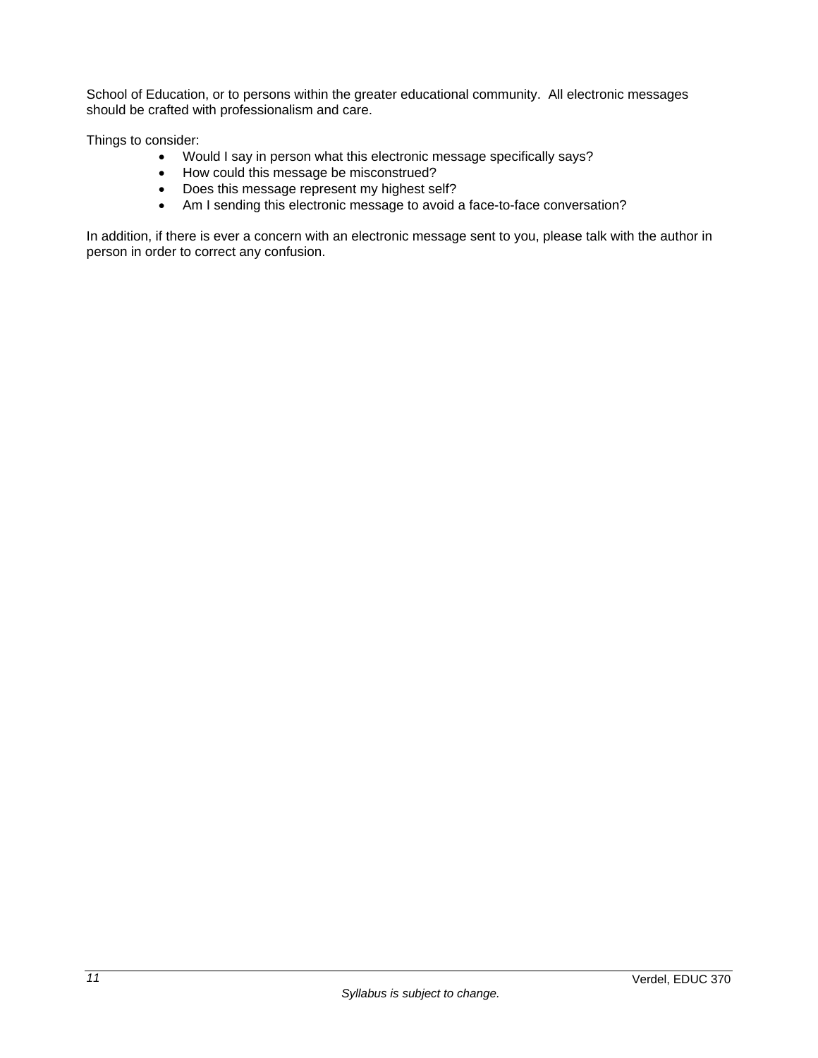School of Education, or to persons within the greater educational community. All electronic messages should be crafted with professionalism and care.

Things to consider:

- Would I say in person what this electronic message specifically says?
- How could this message be misconstrued?
- Does this message represent my highest self?
- Am I sending this electronic message to avoid a face-to-face conversation?

In addition, if there is ever a concern with an electronic message sent to you, please talk with the author in person in order to correct any confusion.